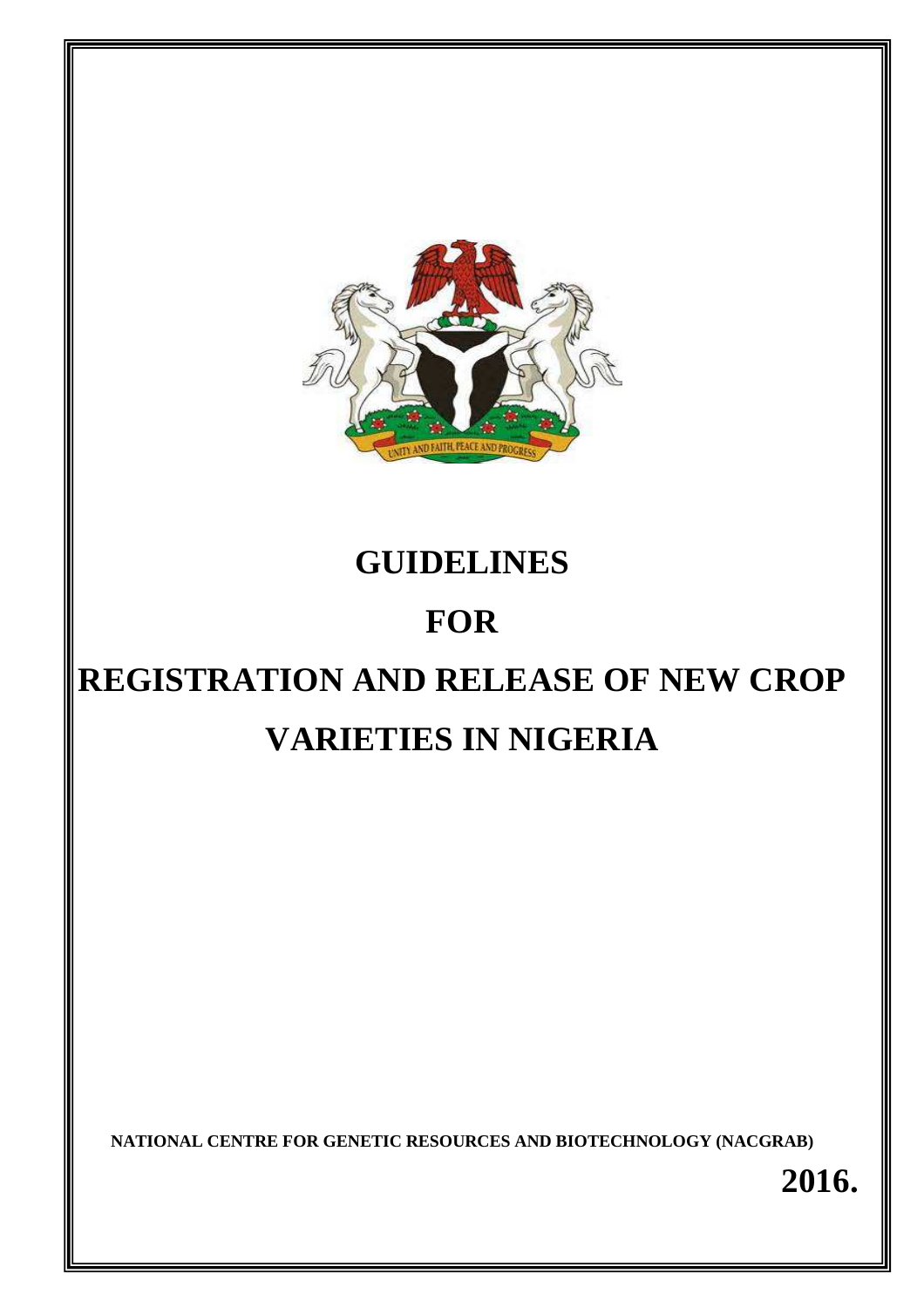# GUIDELINES

# FOR

# REGISTRATION AND RELEASE OF NEW CROP VARIETIES IN NIGERIA

**NATIONAL CENTRE FOR GENETIC RESOURCES AND BIOTECHNOLOGY (NACGRAB)**

**2016.**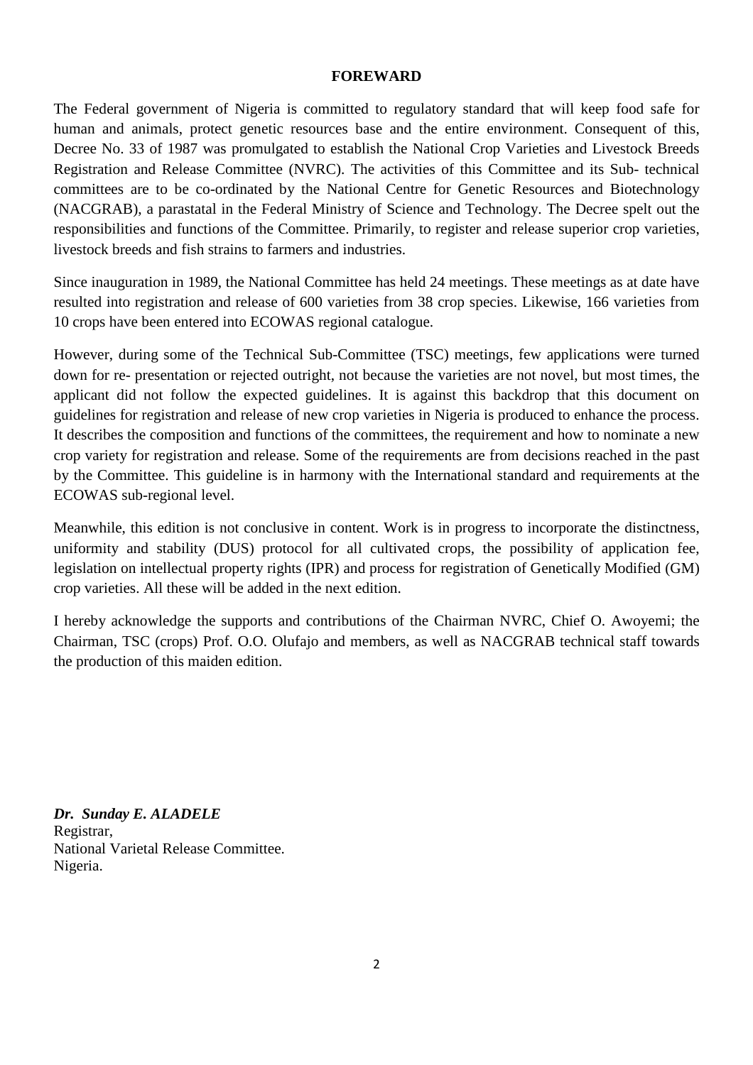## FOREWARD

The Federal government of Nigeria is committed to regulatory standard that will keep food safe for human and animals, protect genetic resources base and the entire environment. Consequent of this, Decree No. 33 of 1987 was promulgated to establish the National Crop Varieties and Livestock Breeds Registration and Release Committee (NVRC). The activities of this Committee and its Sub- technical committees are to be co-ordinated by the National Centre for Genetic Resources and Biotechnology (NACGRAB), a parastatal in the Federal Ministry of Science and Technology. The Decree spelt out the responsibilities and functions of the Committee. Primarily, to register and release superior crop varieties, livestock breeds and fish strains to farmers and industries.

Since inauguration in 1989, the National Committee has held 24 meetings. These meetings as at date have resulted into registration and release of 600 varieties from 38 crop species. Likewise, 166 varieties from 10 crops have been entered into ECOWAS regional catalogue.

However, during some of the Technical Sub-Committee (TSC) meetings, few applications were turned down for re- presentation or rejected outright, not because the varieties are not novel, but most times, the applicant did not follow the expected guidelines. It is against this backdrop that this document on guidelines for registration and release of new crop varieties in Nigeria is produced to enhance the process. It describes the composition and functions of the committees, the requirement and how to nominate a new crop variety for registration and release. Some of the requirements are from decisions reached in the past by the Committee. This guideline is in harmony with the International standard and requirements at the ECOWAS sub-regional level.

Meanwhile, this edition is not conclusive in content. Work is in progress to incorporate the distinctness, uniformity and stability (DUS) protocol for all cultivated crops, the possibility of application fee, legislation on intellectual property rights (IPR) and process for registration of Genetically Modified (GM) crop varieties. All these will be added in the next edition.

I hereby acknowledge the supports and contributions of the Chairman NVRC, Chief O. Awoyemi; the Chairman, TSC (crops) Prof. O.O. Olufajo and members, as well as NACGRAB technical staff towards the production of this maiden edition.

***Dr. Sunday E. ALADELE***
Registrar,
National Varietal Release Committee.
Nigeria.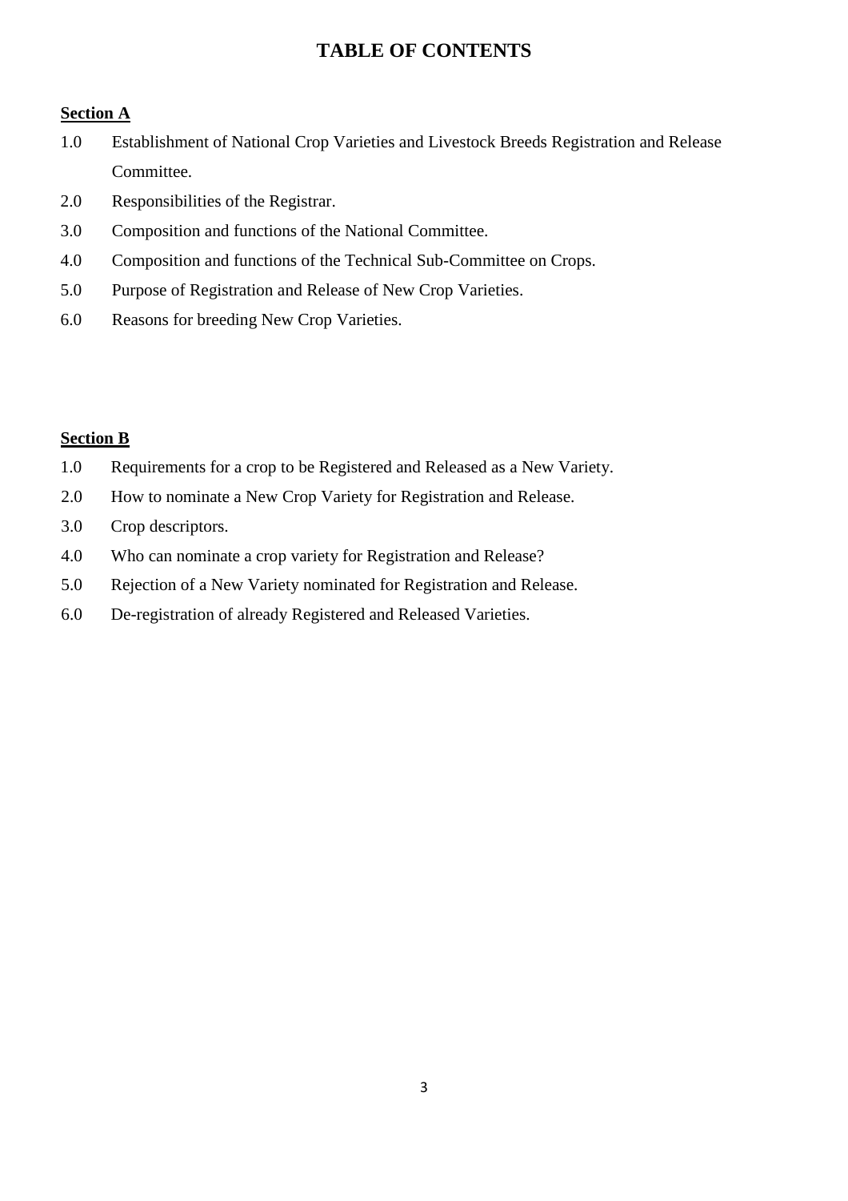# TABLE OF CONTENTS

**Section A**

1.0 Establishment of National Crop Varieties and Livestock Breeds Registration and Release Committee.

2.0 Responsibilities of the Registrar.

3.0 Composition and functions of the National Committee.

4.0 Composition and functions of the Technical Sub-Committee on Crops.

5.0 Purpose of Registration and Release of New Crop Varieties.

6.0 Reasons for breeding New Crop Varieties.

**Section B**

1.0 Requirements for a crop to be Registered and Released as a New Variety.

2.0 How to nominate a New Crop Variety for Registration and Release.

3.0 Crop descriptors.

4.0 Who can nominate a crop variety for Registration and Release?

5.0 Rejection of a New Variety nominated for Registration and Release.

6.0 De-registration of already Registered and Released Varieties.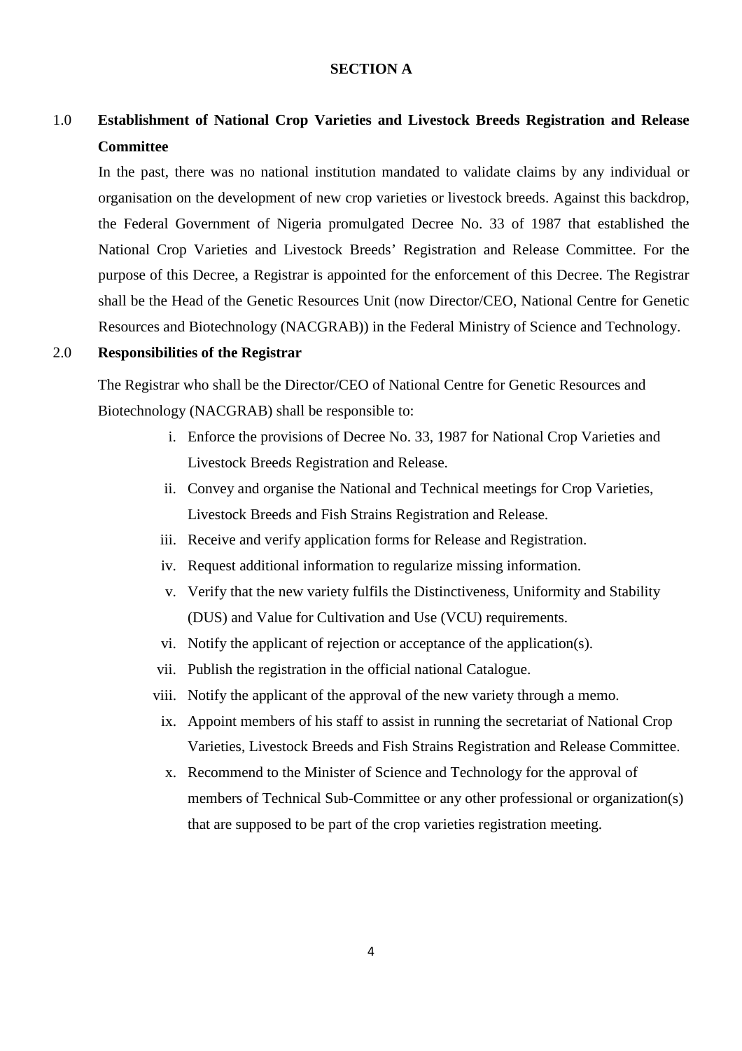# SECTION A

## 1.0 Establishment of National Crop Varieties and Livestock Breeds Registration and Release Committee

In the past, there was no national institution mandated to validate claims by any individual or organisation on the development of new crop varieties or livestock breeds. Against this backdrop, the Federal Government of Nigeria promulgated Decree No. 33 of 1987 that established the National Crop Varieties and Livestock Breeds' Registration and Release Committee. For the purpose of this Decree, a Registrar is appointed for the enforcement of this Decree. The Registrar shall be the Head of the Genetic Resources Unit (now Director/CEO, National Centre for Genetic Resources and Biotechnology (NACGRAB)) in the Federal Ministry of Science and Technology.

## 2.0 Responsibilities of the Registrar

The Registrar who shall be the Director/CEO of National Centre for Genetic Resources and Biotechnology (NACGRAB) shall be responsible to:

i. Enforce the provisions of Decree No. 33, 1987 for National Crop Varieties and Livestock Breeds Registration and Release.
ii. Convey and organise the National and Technical meetings for Crop Varieties, Livestock Breeds and Fish Strains Registration and Release.
iii. Receive and verify application forms for Release and Registration.
iv. Request additional information to regularize missing information.
v. Verify that the new variety fulfils the Distinctiveness, Uniformity and Stability (DUS) and Value for Cultivation and Use (VCU) requirements.
vi. Notify the applicant of rejection or acceptance of the application(s).
vii. Publish the registration in the official national Catalogue.
viii. Notify the applicant of the approval of the new variety through a memo.
ix. Appoint members of his staff to assist in running the secretariat of National Crop Varieties, Livestock Breeds and Fish Strains Registration and Release Committee.
x. Recommend to the Minister of Science and Technology for the approval of members of Technical Sub-Committee or any other professional or organization(s) that are supposed to be part of the crop varieties registration meeting.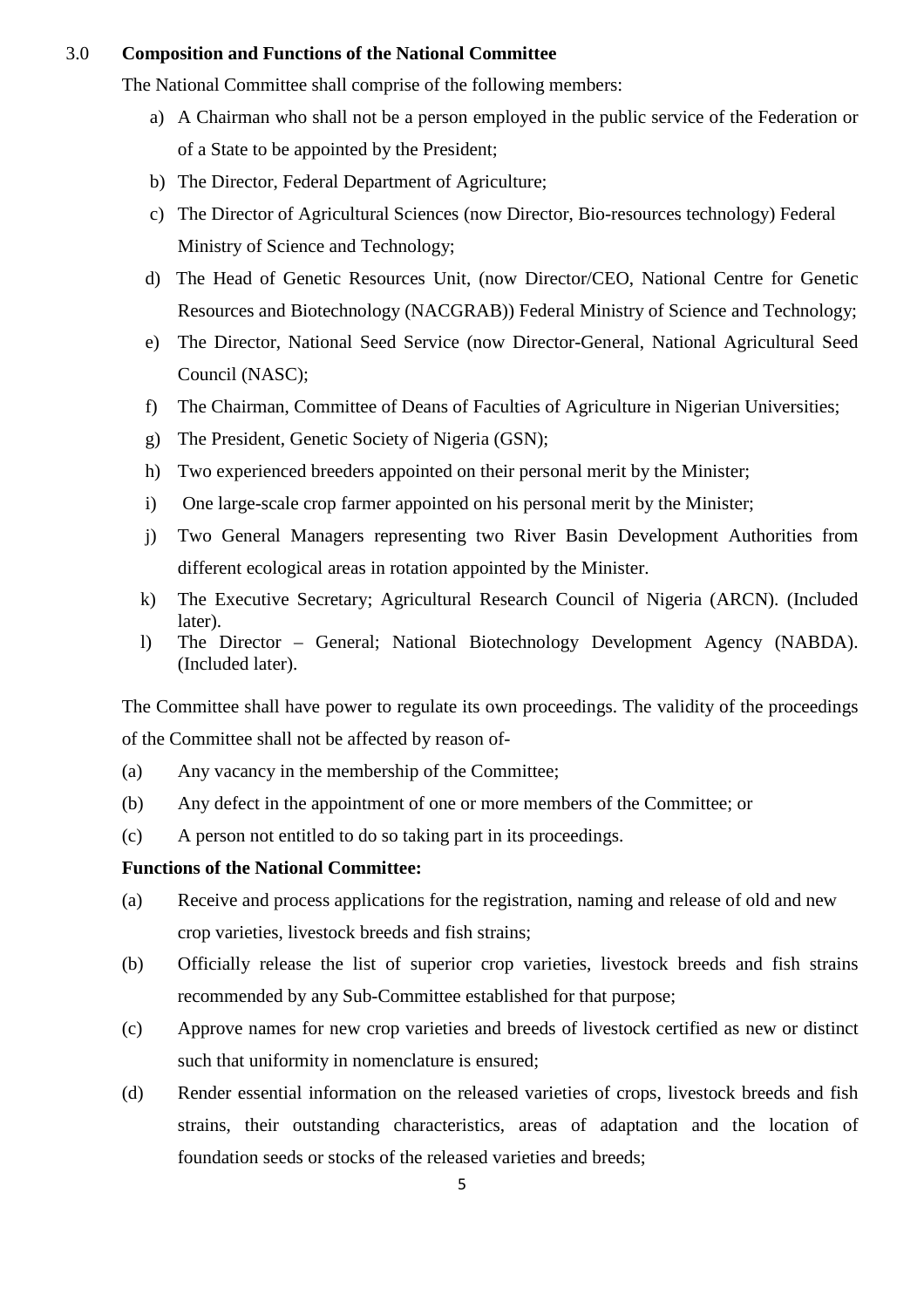## 3.0 Composition and Functions of the National Committee

The National Committee shall comprise of the following members:

a) A Chairman who shall not be a person employed in the public service of the Federation or of a State to be appointed by the President;

b) The Director, Federal Department of Agriculture;

c) The Director of Agricultural Sciences (now Director, Bio-resources technology) Federal Ministry of Science and Technology;

d) The Head of Genetic Resources Unit, (now Director/CEO, National Centre for Genetic Resources and Biotechnology (NACGRAB)) Federal Ministry of Science and Technology;

e) The Director, National Seed Service (now Director-General, National Agricultural Seed Council (NASC);

f) The Chairman, Committee of Deans of Faculties of Agriculture in Nigerian Universities;

g) The President, Genetic Society of Nigeria (GSN);

h) Two experienced breeders appointed on their personal merit by the Minister;

i) One large-scale crop farmer appointed on his personal merit by the Minister;

j) Two General Managers representing two River Basin Development Authorities from different ecological areas in rotation appointed by the Minister.

k) The Executive Secretary; Agricultural Research Council of Nigeria (ARCN). (Included later).

l) The Director – General; National Biotechnology Development Agency (NABDA). (Included later).

The Committee shall have power to regulate its own proceedings. The validity of the proceedings of the Committee shall not be affected by reason of-

(a) Any vacancy in the membership of the Committee;

(b) Any defect in the appointment of one or more members of the Committee; or

(c) A person not entitled to do so taking part in its proceedings.

**Functions of the National Committee:**

(a) Receive and process applications for the registration, naming and release of old and new crop varieties, livestock breeds and fish strains;

(b) Officially release the list of superior crop varieties, livestock breeds and fish strains recommended by any Sub-Committee established for that purpose;

(c) Approve names for new crop varieties and breeds of livestock certified as new or distinct such that uniformity in nomenclature is ensured;

(d) Render essential information on the released varieties of crops, livestock breeds and fish strains, their outstanding characteristics, areas of adaptation and the location of foundation seeds or stocks of the released varieties and breeds;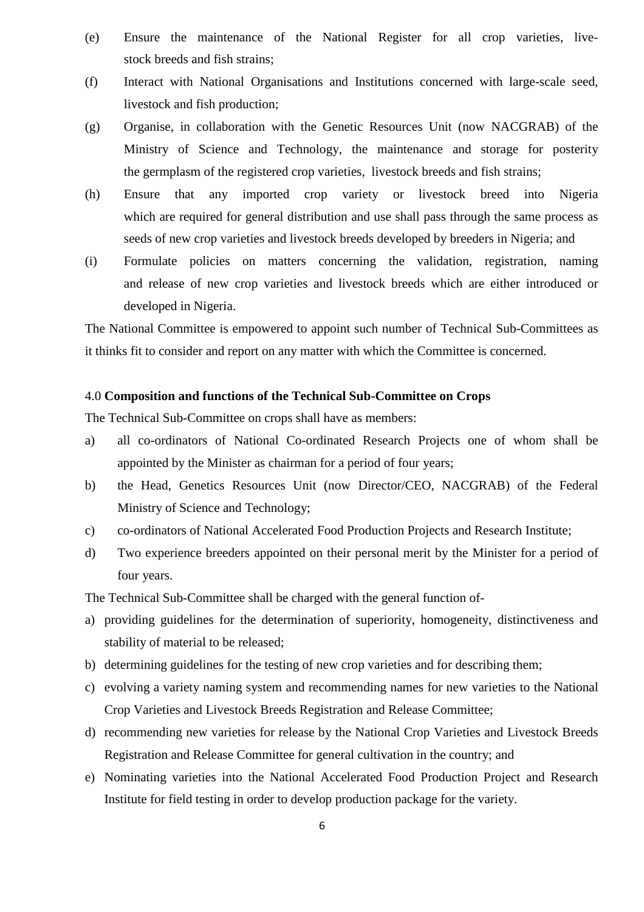(e) Ensure the maintenance of the National Register for all crop varieties, live-stock breeds and fish strains;

(f) Interact with National Organisations and Institutions concerned with large-scale seed, livestock and fish production;

(g) Organise, in collaboration with the Genetic Resources Unit (now NACGRAB) of the Ministry of Science and Technology, the maintenance and storage for posterity the germplasm of the registered crop varieties, livestock breeds and fish strains;

(h) Ensure that any imported crop variety or livestock breed into Nigeria which are required for general distribution and use shall pass through the same process as seeds of new crop varieties and livestock breeds developed by breeders in Nigeria; and

(i) Formulate policies on matters concerning the validation, registration, naming and release of new crop varieties and livestock breeds which are either introduced or developed in Nigeria.

The National Committee is empowered to appoint such number of Technical Sub-Committees as it thinks fit to consider and report on any matter with which the Committee is concerned.

4.0 **Composition and functions of the Technical Sub-Committee on Crops**

The Technical Sub-Committee on crops shall have as members:

a) all co-ordinators of National Co-ordinated Research Projects one of whom shall be appointed by the Minister as chairman for a period of four years;

b) the Head, Genetics Resources Unit (now Director/CEO, NACGRAB) of the Federal Ministry of Science and Technology;

c) co-ordinators of National Accelerated Food Production Projects and Research Institute;

d) Two experience breeders appointed on their personal merit by the Minister for a period of four years.

The Technical Sub-Committee shall be charged with the general function of-

a) providing guidelines for the determination of superiority, homogeneity, distinctiveness and stability of material to be released;

b) determining guidelines for the testing of new crop varieties and for describing them;

c) evolving a variety naming system and recommending names for new varieties to the National Crop Varieties and Livestock Breeds Registration and Release Committee;

d) recommending new varieties for release by the National Crop Varieties and Livestock Breeds Registration and Release Committee for general cultivation in the country; and

e) Nominating varieties into the National Accelerated Food Production Project and Research Institute for field testing in order to develop production package for the variety.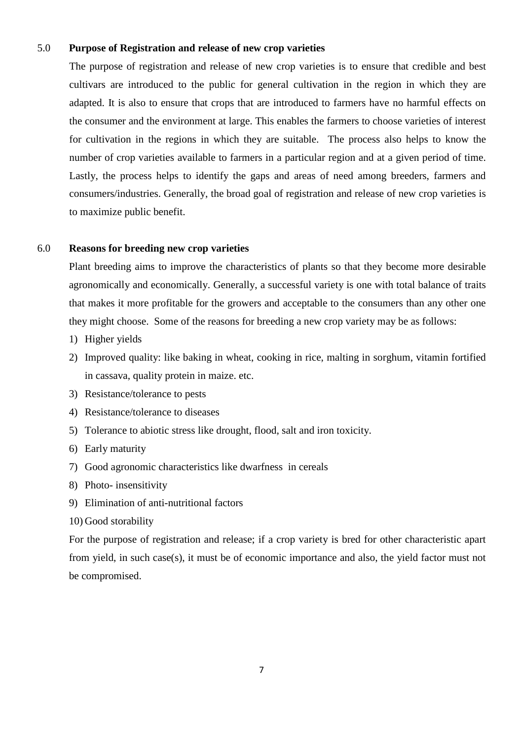## 5.0 Purpose of Registration and release of new crop varieties

The purpose of registration and release of new crop varieties is to ensure that credible and best cultivars are introduced to the public for general cultivation in the region in which they are adapted. It is also to ensure that crops that are introduced to farmers have no harmful effects on the consumer and the environment at large. This enables the farmers to choose varieties of interest for cultivation in the regions in which they are suitable. The process also helps to know the number of crop varieties available to farmers in a particular region and at a given period of time. Lastly, the process helps to identify the gaps and areas of need among breeders, farmers and consumers/industries. Generally, the broad goal of registration and release of new crop varieties is to maximize public benefit.

## 6.0 Reasons for breeding new crop varieties

Plant breeding aims to improve the characteristics of plants so that they become more desirable agronomically and economically. Generally, a successful variety is one with total balance of traits that makes it more profitable for the growers and acceptable to the consumers than any other one they might choose. Some of the reasons for breeding a new crop variety may be as follows:

1) Higher yields
2) Improved quality: like baking in wheat, cooking in rice, malting in sorghum, vitamin fortified in cassava, quality protein in maize. etc.
3) Resistance/tolerance to pests
4) Resistance/tolerance to diseases
5) Tolerance to abiotic stress like drought, flood, salt and iron toxicity.
6) Early maturity
7) Good agronomic characteristics like dwarfness in cereals
8) Photo- insensitivity
9) Elimination of anti-nutritional factors
10) Good storability

For the purpose of registration and release; if a crop variety is bred for other characteristic apart from yield, in such case(s), it must be of economic importance and also, the yield factor must not be compromised.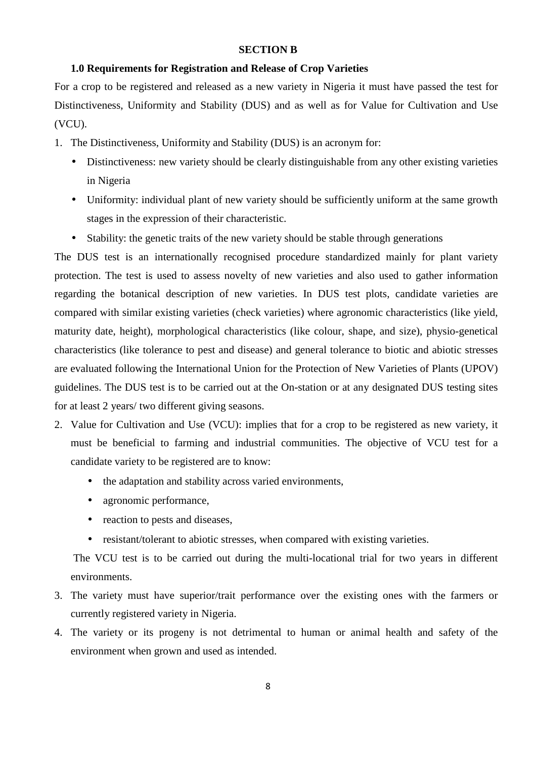## SECTION B

### 1.0 Requirements for Registration and Release of Crop Varieties

For a crop to be registered and released as a new variety in Nigeria it must have passed the test for Distinctiveness, Uniformity and Stability (DUS) and as well as for Value for Cultivation and Use (VCU).

1. The Distinctiveness, Uniformity and Stability (DUS) is an acronym for:
   - Distinctiveness: new variety should be clearly distinguishable from any other existing varieties in Nigeria
   - Uniformity: individual plant of new variety should be sufficiently uniform at the same growth stages in the expression of their characteristic.
   - Stability: the genetic traits of the new variety should be stable through generations

The DUS test is an internationally recognised procedure standardized mainly for plant variety protection. The test is used to assess novelty of new varieties and also used to gather information regarding the botanical description of new varieties. In DUS test plots, candidate varieties are compared with similar existing varieties (check varieties) where agronomic characteristics (like yield, maturity date, height), morphological characteristics (like colour, shape, and size), physio-genetical characteristics (like tolerance to pest and disease) and general tolerance to biotic and abiotic stresses are evaluated following the International Union for the Protection of New Varieties of Plants (UPOV) guidelines. The DUS test is to be carried out at the On-station or at any designated DUS testing sites for at least 2 years/ two different giving seasons.

2. Value for Cultivation and Use (VCU): implies that for a crop to be registered as new variety, it must be beneficial to farming and industrial communities. The objective of VCU test for a candidate variety to be registered are to know:
   - the adaptation and stability across varied environments,
   - agronomic performance,
   - reaction to pests and diseases,
   - resistant/tolerant to abiotic stresses, when compared with existing varieties.

   The VCU test is to be carried out during the multi-locational trial for two years in different environments.

3. The variety must have superior/trait performance over the existing ones with the farmers or currently registered variety in Nigeria.
4. The variety or its progeny is not detrimental to human or animal health and safety of the environment when grown and used as intended.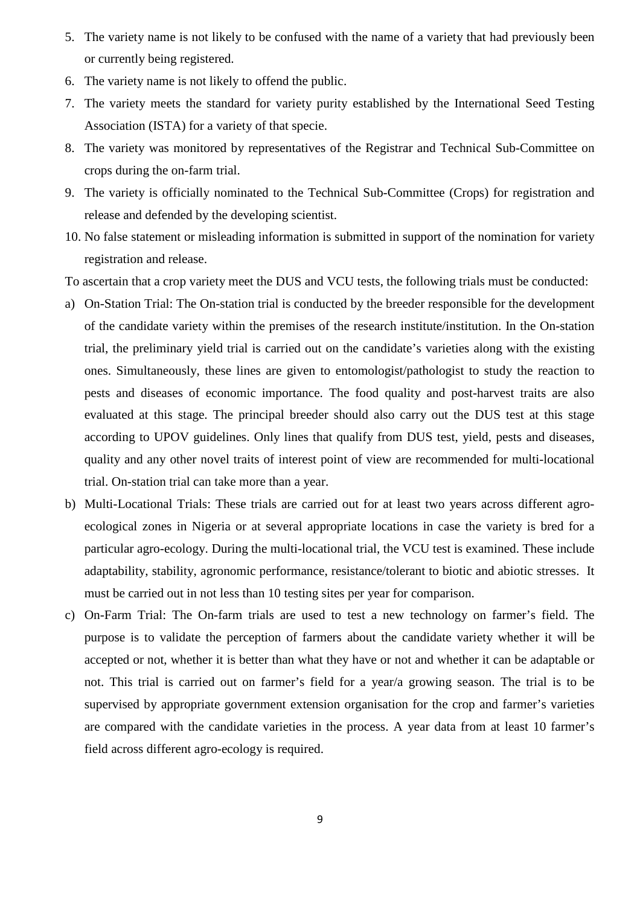5. The variety name is not likely to be confused with the name of a variety that had previously been or currently being registered.
6. The variety name is not likely to offend the public.
7. The variety meets the standard for variety purity established by the International Seed Testing Association (ISTA) for a variety of that specie.
8. The variety was monitored by representatives of the Registrar and Technical Sub-Committee on crops during the on-farm trial.
9. The variety is officially nominated to the Technical Sub-Committee (Crops) for registration and release and defended by the developing scientist.
10. No false statement or misleading information is submitted in support of the nomination for variety registration and release.

To ascertain that a crop variety meet the DUS and VCU tests, the following trials must be conducted:

a) On-Station Trial: The On-station trial is conducted by the breeder responsible for the development of the candidate variety within the premises of the research institute/institution. In the On-station trial, the preliminary yield trial is carried out on the candidate's varieties along with the existing ones. Simultaneously, these lines are given to entomologist/pathologist to study the reaction to pests and diseases of economic importance. The food quality and post-harvest traits are also evaluated at this stage. The principal breeder should also carry out the DUS test at this stage according to UPOV guidelines. Only lines that qualify from DUS test, yield, pests and diseases, quality and any other novel traits of interest point of view are recommended for multi-locational trial. On-station trial can take more than a year.
b) Multi-Locational Trials: These trials are carried out for at least two years across different agro-ecological zones in Nigeria or at several appropriate locations in case the variety is bred for a particular agro-ecology. During the multi-locational trial, the VCU test is examined. These include adaptability, stability, agronomic performance, resistance/tolerant to biotic and abiotic stresses. It must be carried out in not less than 10 testing sites per year for comparison.
c) On-Farm Trial: The On-farm trials are used to test a new technology on farmer's field. The purpose is to validate the perception of farmers about the candidate variety whether it will be accepted or not, whether it is better than what they have or not and whether it can be adaptable or not. This trial is carried out on farmer's field for a year/a growing season. The trial is to be supervised by appropriate government extension organisation for the crop and farmer's varieties are compared with the candidate varieties in the process. A year data from at least 10 farmer's field across different agro-ecology is required.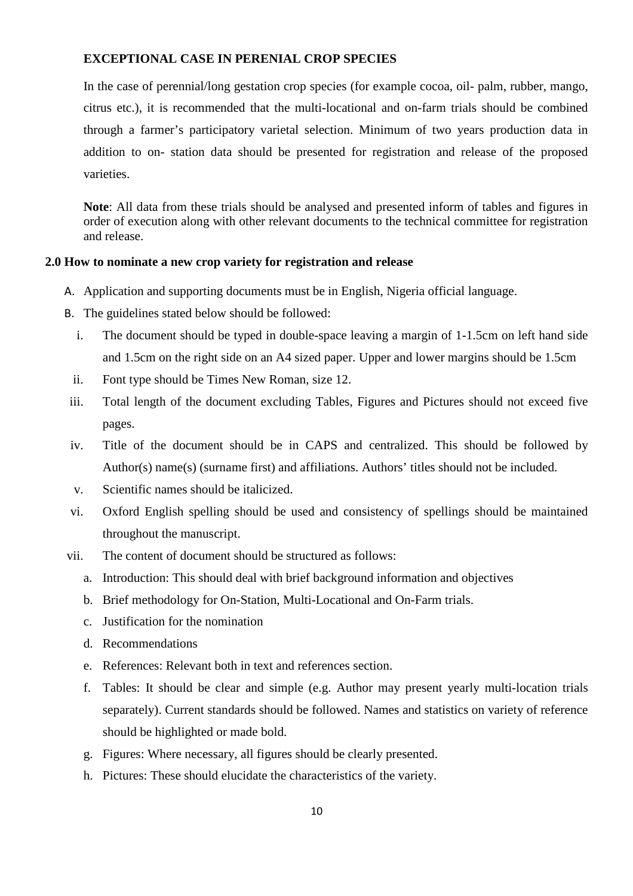**EXCEPTIONAL CASE IN PERENIAL CROP SPECIES**

In the case of perennial/long gestation crop species (for example cocoa, oil- palm, rubber, mango, citrus etc.), it is recommended that the multi-locational and on-farm trials should be combined through a farmer's participatory varietal selection. Minimum of two years production data in addition to on- station data should be presented for registration and release of the proposed varieties.

**Note**: All data from these trials should be analysed and presented inform of tables and figures in order of execution along with other relevant documents to the technical committee for registration and release.

## 2.0 How to nominate a new crop variety for registration and release

A. Application and supporting documents must be in English, Nigeria official language.

B. The guidelines stated below should be followed:

i. The document should be typed in double-space leaving a margin of 1-1.5cm on left hand side and 1.5cm on the right side on an A4 sized paper. Upper and lower margins should be 1.5cm

ii. Font type should be Times New Roman, size 12.

iii. Total length of the document excluding Tables, Figures and Pictures should not exceed five pages.

iv. Title of the document should be in CAPS and centralized. This should be followed by Author(s) name(s) (surname first) and affiliations. Authors' titles should not be included.

v. Scientific names should be italicized.

vi. Oxford English spelling should be used and consistency of spellings should be maintained throughout the manuscript.

vii. The content of document should be structured as follows:

   a. Introduction: This should deal with brief background information and objectives

   b. Brief methodology for On-Station, Multi-Locational and On-Farm trials.

   c. Justification for the nomination

   d. Recommendations

   e. References: Relevant both in text and references section.

   f. Tables: It should be clear and simple (e.g. Author may present yearly multi-location trials separately). Current standards should be followed. Names and statistics on variety of reference should be highlighted or made bold.

   g. Figures: Where necessary, all figures should be clearly presented.

   h. Pictures: These should elucidate the characteristics of the variety.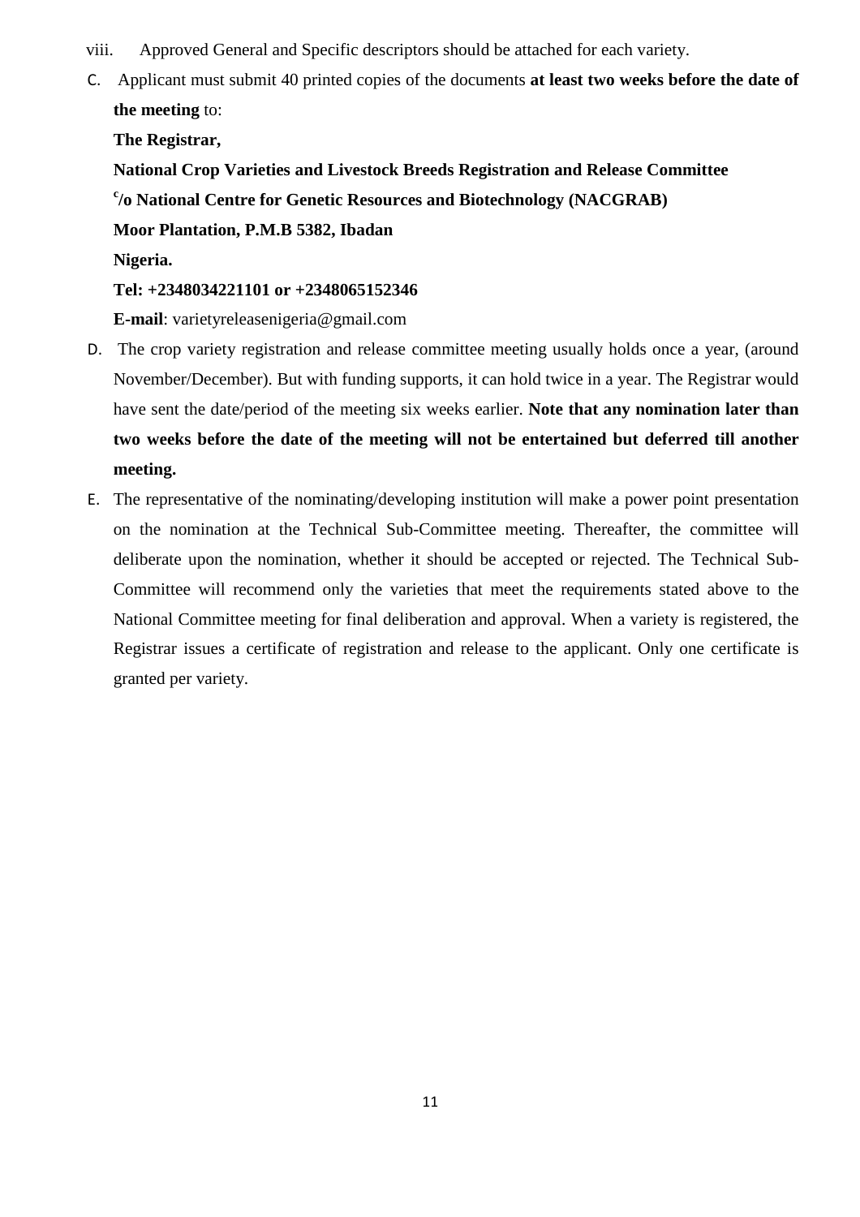viii. Approved General and Specific descriptors should be attached for each variety.

C. Applicant must submit 40 printed copies of the documents **at least two weeks before the date of the meeting** to:

   **The Registrar,**

   **National Crop Varieties and Livestock Breeds Registration and Release Committee**

   **c/o National Centre for Genetic Resources and Biotechnology (NACGRAB)**

   **Moor Plantation, P.M.B 5382, Ibadan**

   **Nigeria.**

   **Tel: +2348034221101 or +2348065152346**

   **E-mail**: varietyreleasenigeria@gmail.com

D. The crop variety registration and release committee meeting usually holds once a year, (around November/December). But with funding supports, it can hold twice in a year. The Registrar would have sent the date/period of the meeting six weeks earlier. **Note that any nomination later than two weeks before the date of the meeting will not be entertained but deferred till another meeting.**

E. The representative of the nominating/developing institution will make a power point presentation on the nomination at the Technical Sub-Committee meeting. Thereafter, the committee will deliberate upon the nomination, whether it should be accepted or rejected. The Technical Sub-Committee will recommend only the varieties that meet the requirements stated above to the National Committee meeting for final deliberation and approval. When a variety is registered, the Registrar issues a certificate of registration and release to the applicant. Only one certificate is granted per variety.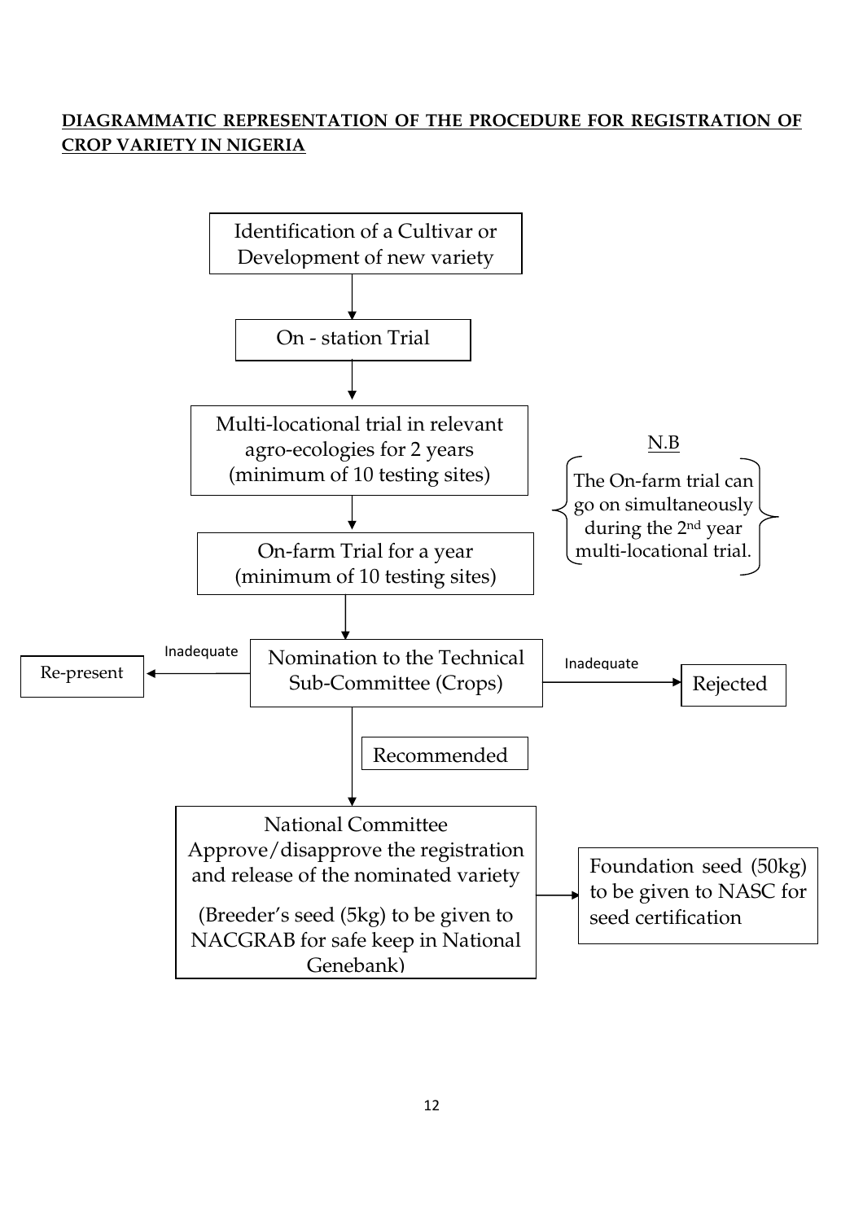## DIAGRAMMATIC REPRESENTATION OF THE PROCEDURE FOR REGISTRATION OF CROP VARIETY IN NIGERIA

Identification of a Cultivar or Development of new variety

↓

On - station Trial

↓

Multi-locational trial in relevant agro-ecologies for 2 years (minimum of 10 testing sites)

↓

On-farm Trial for a year (minimum of 10 testing sites)

↓

Nomination to the Technical Sub-Committee (Crops)

- Inadequate → Re-present
- Inadequate → Rejected
- Recommended ↓

National Committee Approve/disapprove the registration and release of the nominated variety

(Breeder's seed (5kg) to be given to NACGRAB for safe keep in National Genebank)

→ Foundation seed (50kg) to be given to NASC for seed certification

N.B

The On-farm trial can go on simultaneously during the 2nd year multi-locational trial.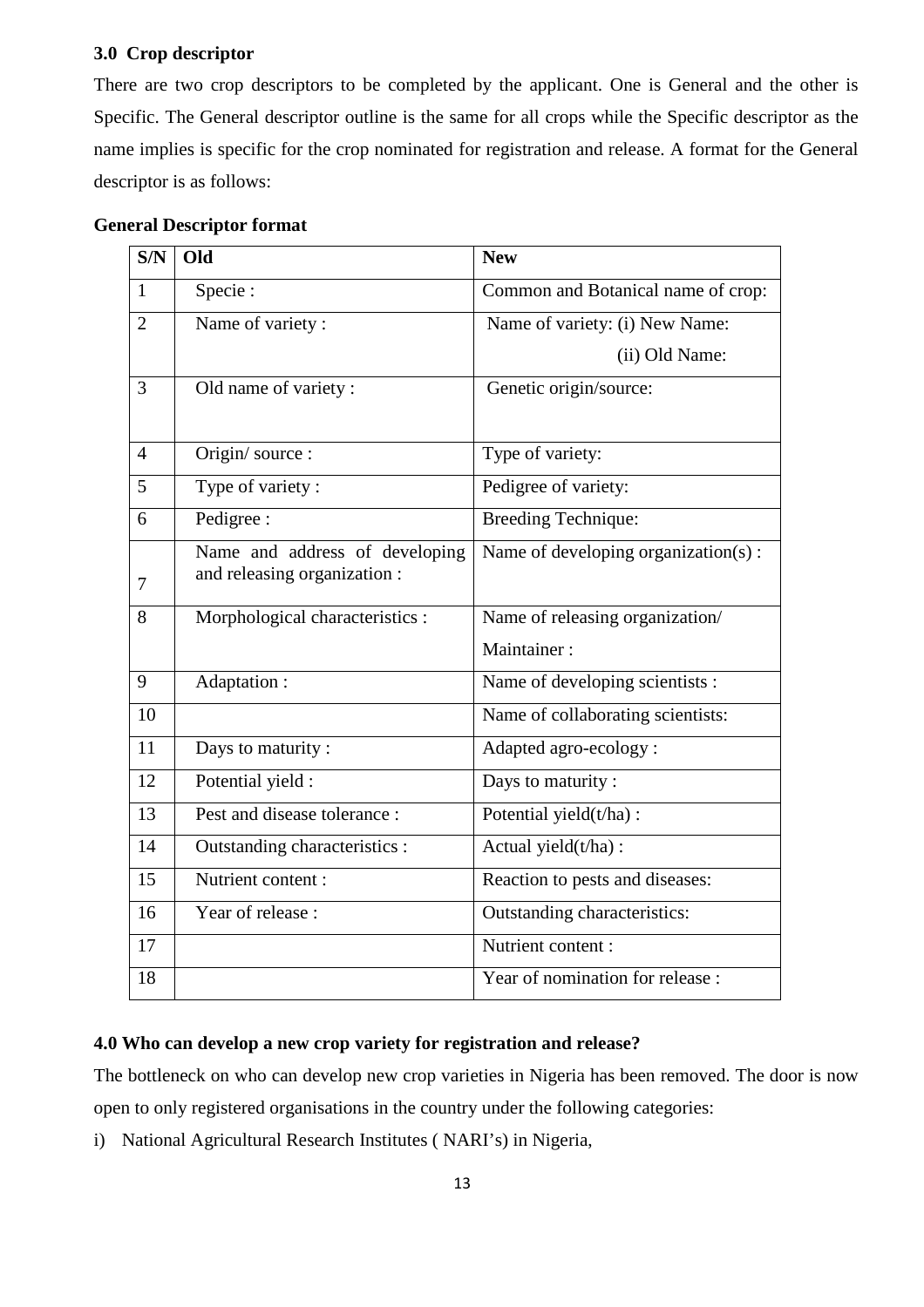### 3.0 Crop descriptor

There are two crop descriptors to be completed by the applicant. One is General and the other is Specific. The General descriptor outline is the same for all crops while the Specific descriptor as the name implies is specific for the crop nominated for registration and release. A format for the General descriptor is as follows:

**General Descriptor format**

| S/N | Old | New |
|---|---|---|
| 1 | Specie : | Common and Botanical name of crop: |
| 2 | Name of variety : | Name of variety: (i) New Name: (ii) Old Name: |
| 3 | Old name of variety : | Genetic origin/source: |
| 4 | Origin/ source : | Type of variety: |
| 5 | Type of variety : | Pedigree of variety: |
| 6 | Pedigree : | Breeding Technique: |
| 7 | Name and address of developing and releasing organization : | Name of developing organization(s) : |
| 8 | Morphological characteristics : | Name of releasing organization/ Maintainer : |
| 9 | Adaptation : | Name of developing scientists : |
| 10 | | Name of collaborating scientists: |
| 11 | Days to maturity : | Adapted agro-ecology : |
| 12 | Potential yield : | Days to maturity : |
| 13 | Pest and disease tolerance : | Potential yield(t/ha) : |
| 14 | Outstanding characteristics : | Actual yield(t/ha) : |
| 15 | Nutrient content : | Reaction to pests and diseases: |
| 16 | Year of release : | Outstanding characteristics: |
| 17 | | Nutrient content : |
| 18 | | Year of nomination for release : |

### 4.0 Who can develop a new crop variety for registration and release?

The bottleneck on who can develop new crop varieties in Nigeria has been removed. The door is now open to only registered organisations in the country under the following categories:

i) National Agricultural Research Institutes ( NARI's) in Nigeria,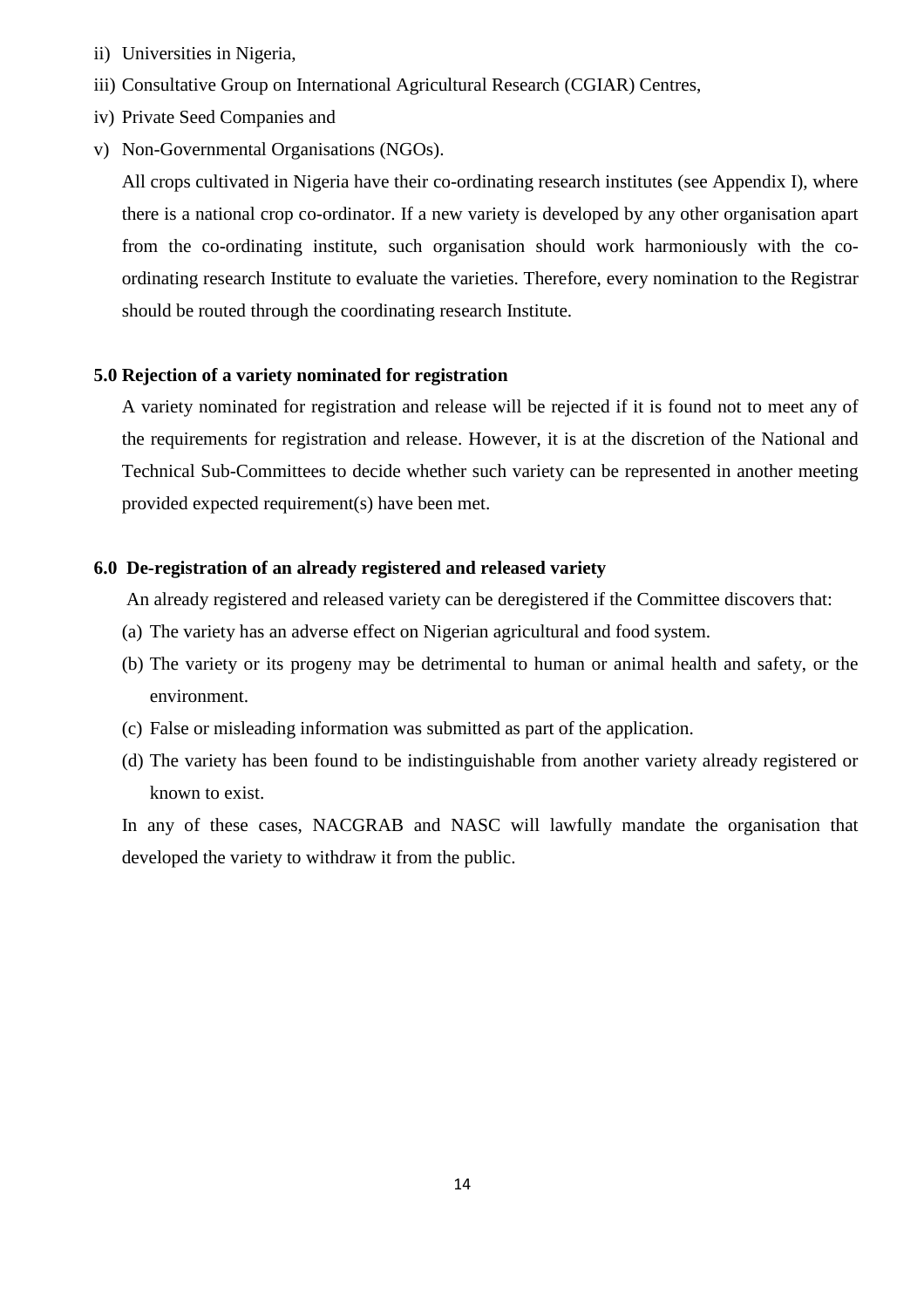ii) Universities in Nigeria,

iii) Consultative Group on International Agricultural Research (CGIAR) Centres,

iv) Private Seed Companies and

v) Non-Governmental Organisations (NGOs).

All crops cultivated in Nigeria have their co-ordinating research institutes (see Appendix I), where there is a national crop co-ordinator. If a new variety is developed by any other organisation apart from the co-ordinating institute, such organisation should work harmoniously with the co-ordinating research Institute to evaluate the varieties. Therefore, every nomination to the Registrar should be routed through the coordinating research Institute.

**5.0 Rejection of a variety nominated for registration**

A variety nominated for registration and release will be rejected if it is found not to meet any of the requirements for registration and release. However, it is at the discretion of the National and Technical Sub-Committees to decide whether such variety can be represented in another meeting provided expected requirement(s) have been met.

**6.0 De-registration of an already registered and released variety**

An already registered and released variety can be deregistered if the Committee discovers that:

(a) The variety has an adverse effect on Nigerian agricultural and food system.

(b) The variety or its progeny may be detrimental to human or animal health and safety, or the environment.

(c) False or misleading information was submitted as part of the application.

(d) The variety has been found to be indistinguishable from another variety already registered or known to exist.

In any of these cases, NACGRAB and NASC will lawfully mandate the organisation that developed the variety to withdraw it from the public.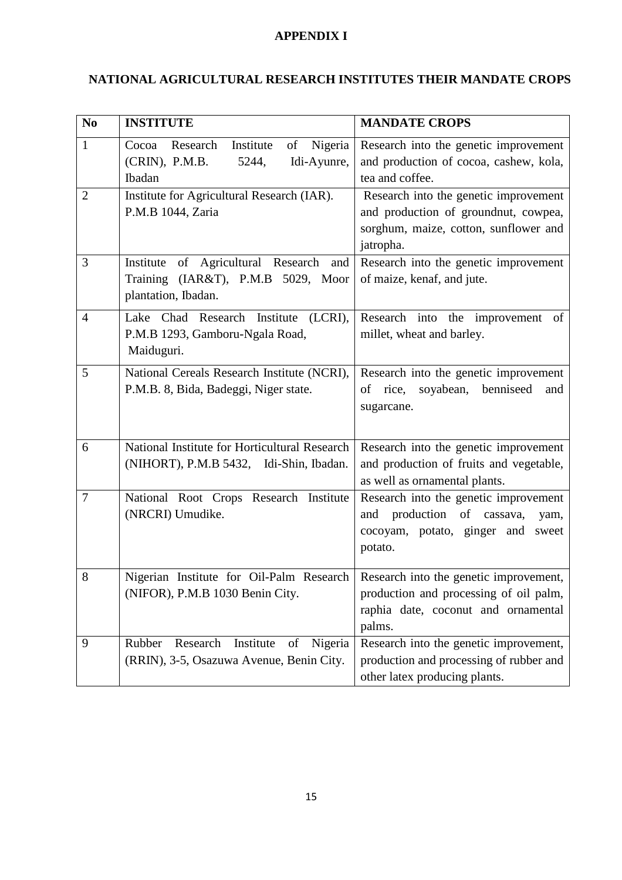**APPENDIX I**

**NATIONAL AGRICULTURAL RESEARCH INSTITUTES THEIR MANDATE CROPS**

| No | INSTITUTE | MANDATE CROPS |
|---|---|---|
| 1 | Cocoa Research Institute of Nigeria (CRIN), P.M.B. 5244, Idi-Ayunre, Ibadan | Research into the genetic improvement and production of cocoa, cashew, kola, tea and coffee. |
| 2 | Institute for Agricultural Research (IAR). P.M.B 1044, Zaria | Research into the genetic improvement and production of groundnut, cowpea, sorghum, maize, cotton, sunflower and jatropha. |
| 3 | Institute of Agricultural Research and Training (IAR&T), P.M.B 5029, Moor plantation, Ibadan. | Research into the genetic improvement of maize, kenaf, and jute. |
| 4 | Lake Chad Research Institute (LCRI), P.M.B 1293, Gamboru-Ngala Road, Maiduguri. | Research into the improvement of millet, wheat and barley. |
| 5 | National Cereals Research Institute (NCRI), P.M.B. 8, Bida, Badeggi, Niger state. | Research into the genetic improvement of rice, soyabean, benniseed and sugarcane. |
| 6 | National Institute for Horticultural Research (NIHORT), P.M.B 5432, Idi-Shin, Ibadan. | Research into the genetic improvement and production of fruits and vegetable, as well as ornamental plants. |
| 7 | National Root Crops Research Institute (NRCRI) Umudike. | Research into the genetic improvement and production of cassava, yam, cocoyam, potato, ginger and sweet potato. |
| 8 | Nigerian Institute for Oil-Palm Research (NIFOR), P.M.B 1030 Benin City. | Research into the genetic improvement, production and processing of oil palm, raphia date, coconut and ornamental palms. |
| 9 | Rubber Research Institute of Nigeria (RRIN), 3-5, Osazuwa Avenue, Benin City. | Research into the genetic improvement, production and processing of rubber and other latex producing plants. |